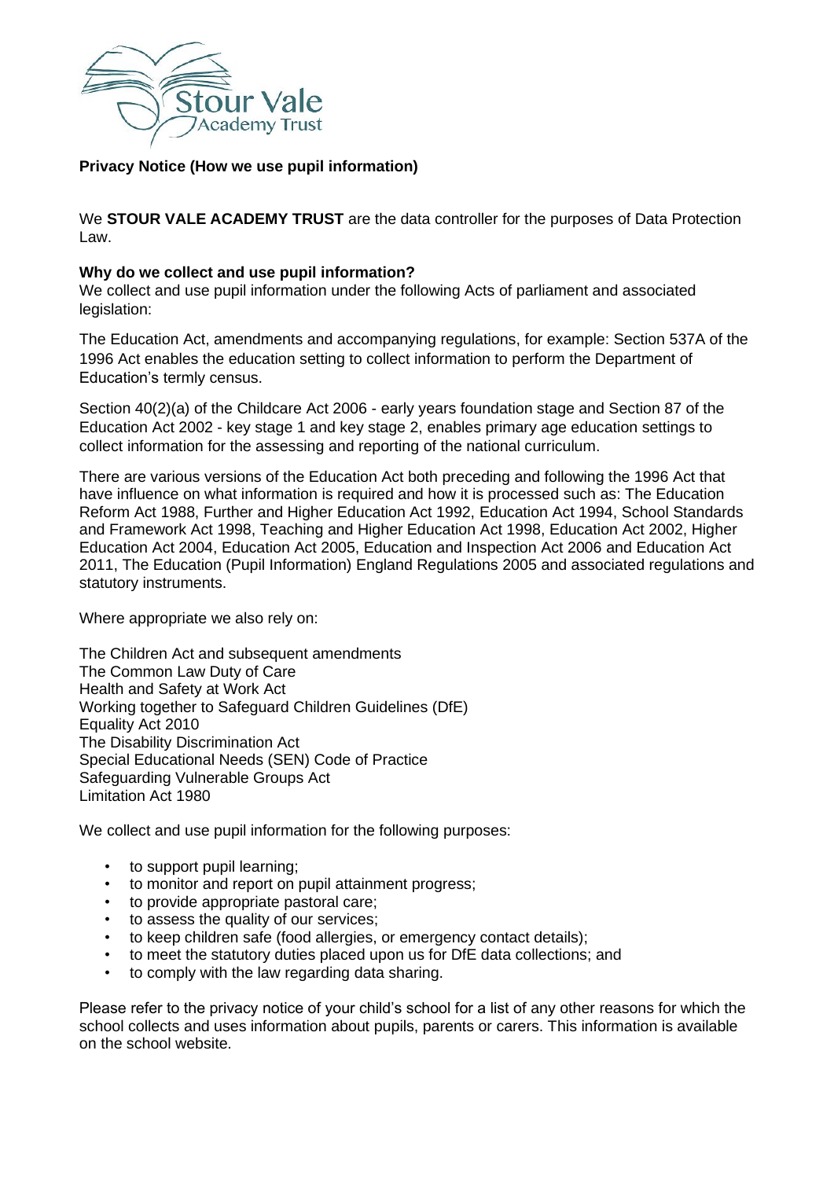**Privacy Notice (How we use pupil information)**

We **STOUR VALE ACADEMY TRUST** are the data controller for the purposes of Data Protection Law.

**Why do we collect and use pupil information?**

We collect and use pupil information under the following Acts of parliament and associated legislation:

The Education Act, amendments and accompanying regulations, for example: Section 537A of the 1996 Act enables the education setting to collect information to perform the Department of Education's termly census.

Section 40(2)(a) of the Childcare Act 2006 - early years foundation stage and Section 87 of the Education Act 2002 - key stage 1 and key stage 2, enables primary age education settings to collect information for the assessing and reporting of the national curriculum.

There are various versions of the Education Act both preceding and following the 1996 Act that have influence on what information is required and how it is processed such as: The Education Reform Act 1988, Further and Higher Education Act 1992, Education Act 1994, School Standards and Framework Act 1998, Teaching and Higher Education Act 1998, Education Act 2002, Higher Education Act 2004, Education Act 2005, Education and Inspection Act 2006 and Education Act 2011, The Education (Pupil Information) England Regulations 2005 and associated regulations and statutory instruments.

Where appropriate we also rely on:

The Children Act and subsequent amendments
The Common Law Duty of Care
Health and Safety at Work Act
Working together to Safeguard Children Guidelines (DfE)
Equality Act 2010
The Disability Discrimination Act
Special Educational Needs (SEN) Code of Practice
Safeguarding Vulnerable Groups Act
Limitation Act 1980

We collect and use pupil information for the following purposes:

- to support pupil learning;
- to monitor and report on pupil attainment progress;
- to provide appropriate pastoral care;
- to assess the quality of our services;
- to keep children safe (food allergies, or emergency contact details);
- to meet the statutory duties placed upon us for DfE data collections; and
- to comply with the law regarding data sharing.

Please refer to the privacy notice of your child's school for a list of any other reasons for which the school collects and uses information about pupils, parents or carers. This information is available on the school website.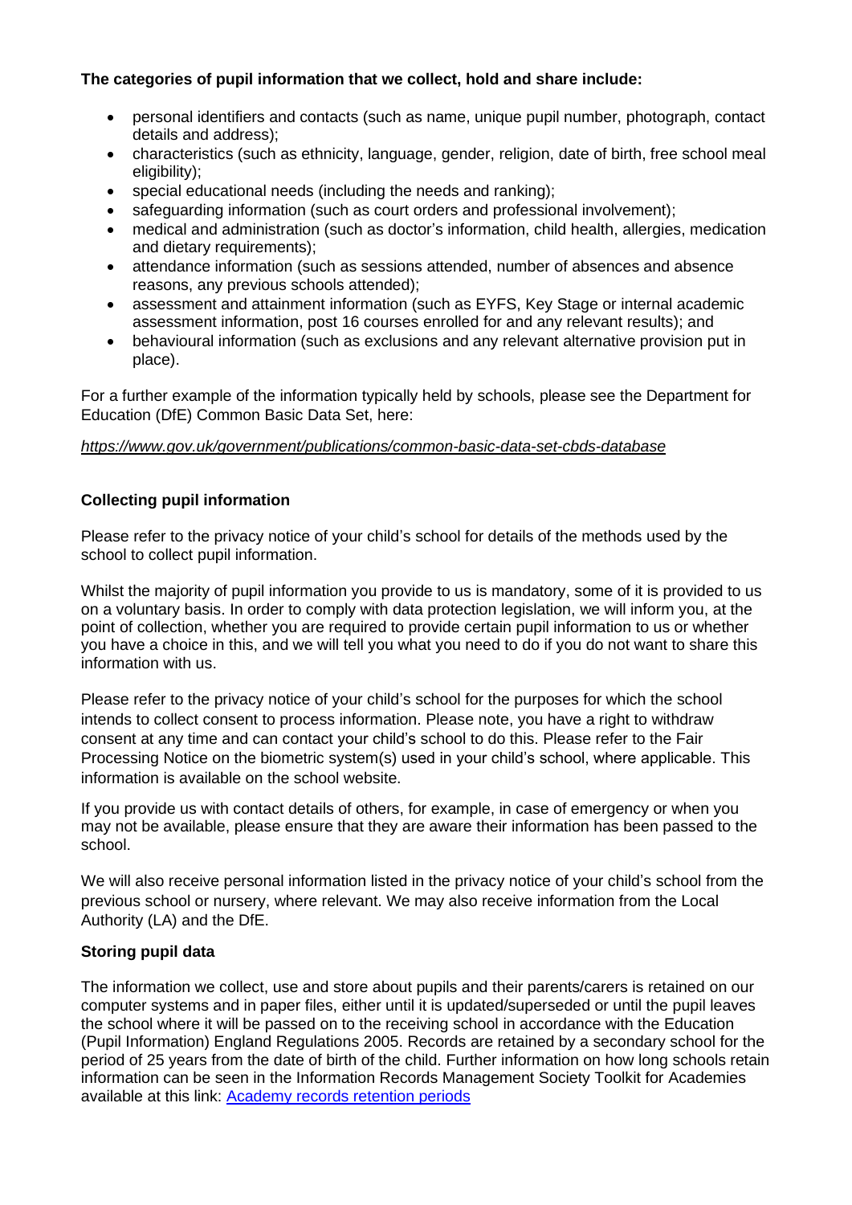**The categories of pupil information that we collect, hold and share include:**

- personal identifiers and contacts (such as name, unique pupil number, photograph, contact details and address);
- characteristics (such as ethnicity, language, gender, religion, date of birth, free school meal eligibility);
- special educational needs (including the needs and ranking);
- safeguarding information (such as court orders and professional involvement);
- medical and administration (such as doctor's information, child health, allergies, medication and dietary requirements);
- attendance information (such as sessions attended, number of absences and absence reasons, any previous schools attended);
- assessment and attainment information (such as EYFS, Key Stage or internal academic assessment information, post 16 courses enrolled for and any relevant results); and
- behavioural information (such as exclusions and any relevant alternative provision put in place).

For a further example of the information typically held by schools, please see the Department for Education (DfE) Common Basic Data Set, here:

*https://www.gov.uk/government/publications/common-basic-data-set-cbds-database*

**Collecting pupil information**

Please refer to the privacy notice of your child's school for details of the methods used by the school to collect pupil information.

Whilst the majority of pupil information you provide to us is mandatory, some of it is provided to us on a voluntary basis. In order to comply with data protection legislation, we will inform you, at the point of collection, whether you are required to provide certain pupil information to us or whether you have a choice in this, and we will tell you what you need to do if you do not want to share this information with us.

Please refer to the privacy notice of your child's school for the purposes for which the school intends to collect consent to process information. Please note, you have a right to withdraw consent at any time and can contact your child's school to do this. Please refer to the Fair Processing Notice on the biometric system(s) used in your child's school, where applicable. This information is available on the school website.

If you provide us with contact details of others, for example, in case of emergency or when you may not be available, please ensure that they are aware their information has been passed to the school.

We will also receive personal information listed in the privacy notice of your child's school from the previous school or nursery, where relevant. We may also receive information from the Local Authority (LA) and the DfE.

**Storing pupil data**

The information we collect, use and store about pupils and their parents/carers is retained on our computer systems and in paper files, either until it is updated/superseded or until the pupil leaves the school where it will be passed on to the receiving school in accordance with the Education (Pupil Information) England Regulations 2005. Records are retained by a secondary school for the period of 25 years from the date of birth of the child. Further information on how long schools retain information can be seen in the Information Records Management Society Toolkit for Academies available at this link: [Academy records retention periods]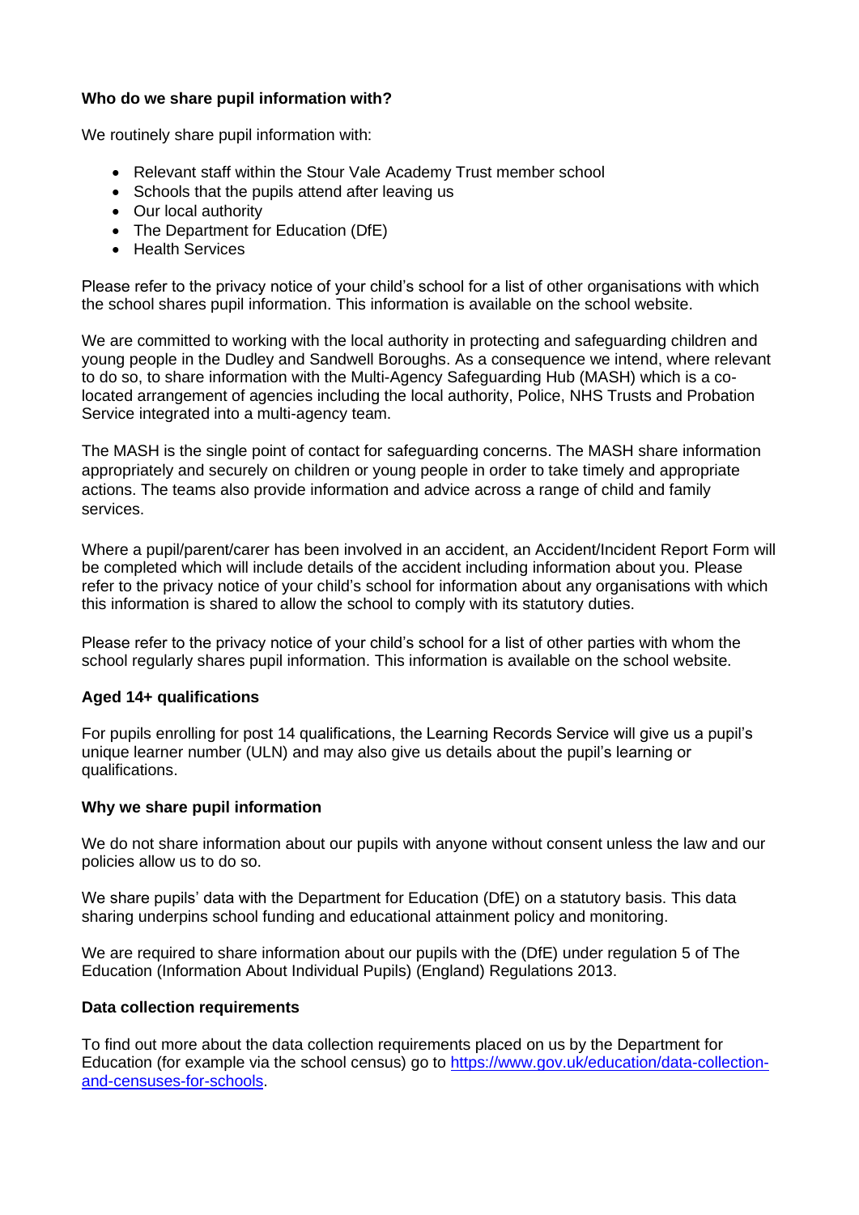**Who do we share pupil information with?**

We routinely share pupil information with:

- Relevant staff within the Stour Vale Academy Trust member school
- Schools that the pupils attend after leaving us
- Our local authority
- The Department for Education (DfE)
- Health Services

Please refer to the privacy notice of your child's school for a list of other organisations with which the school shares pupil information. This information is available on the school website.

We are committed to working with the local authority in protecting and safeguarding children and young people in the Dudley and Sandwell Boroughs. As a consequence we intend, where relevant to do so, to share information with the Multi-Agency Safeguarding Hub (MASH) which is a co-located arrangement of agencies including the local authority, Police, NHS Trusts and Probation Service integrated into a multi-agency team.

The MASH is the single point of contact for safeguarding concerns. The MASH share information appropriately and securely on children or young people in order to take timely and appropriate actions. The teams also provide information and advice across a range of child and family services.

Where a pupil/parent/carer has been involved in an accident, an Accident/Incident Report Form will be completed which will include details of the accident including information about you. Please refer to the privacy notice of your child's school for information about any organisations with which this information is shared to allow the school to comply with its statutory duties.

Please refer to the privacy notice of your child's school for a list of other parties with whom the school regularly shares pupil information. This information is available on the school website.

**Aged 14+ qualifications**

For pupils enrolling for post 14 qualifications, the Learning Records Service will give us a pupil's unique learner number (ULN) and may also give us details about the pupil's learning or qualifications.

**Why we share pupil information**

We do not share information about our pupils with anyone without consent unless the law and our policies allow us to do so.

We share pupils' data with the Department for Education (DfE) on a statutory basis. This data sharing underpins school funding and educational attainment policy and monitoring.

We are required to share information about our pupils with the (DfE) under regulation 5 of The Education (Information About Individual Pupils) (England) Regulations 2013.

**Data collection requirements**

To find out more about the data collection requirements placed on us by the Department for Education (for example via the school census) go to [https://www.gov.uk/education/data-collection-and-censuses-for-schools](https://www.gov.uk/education/data-collection-and-censuses-for-schools).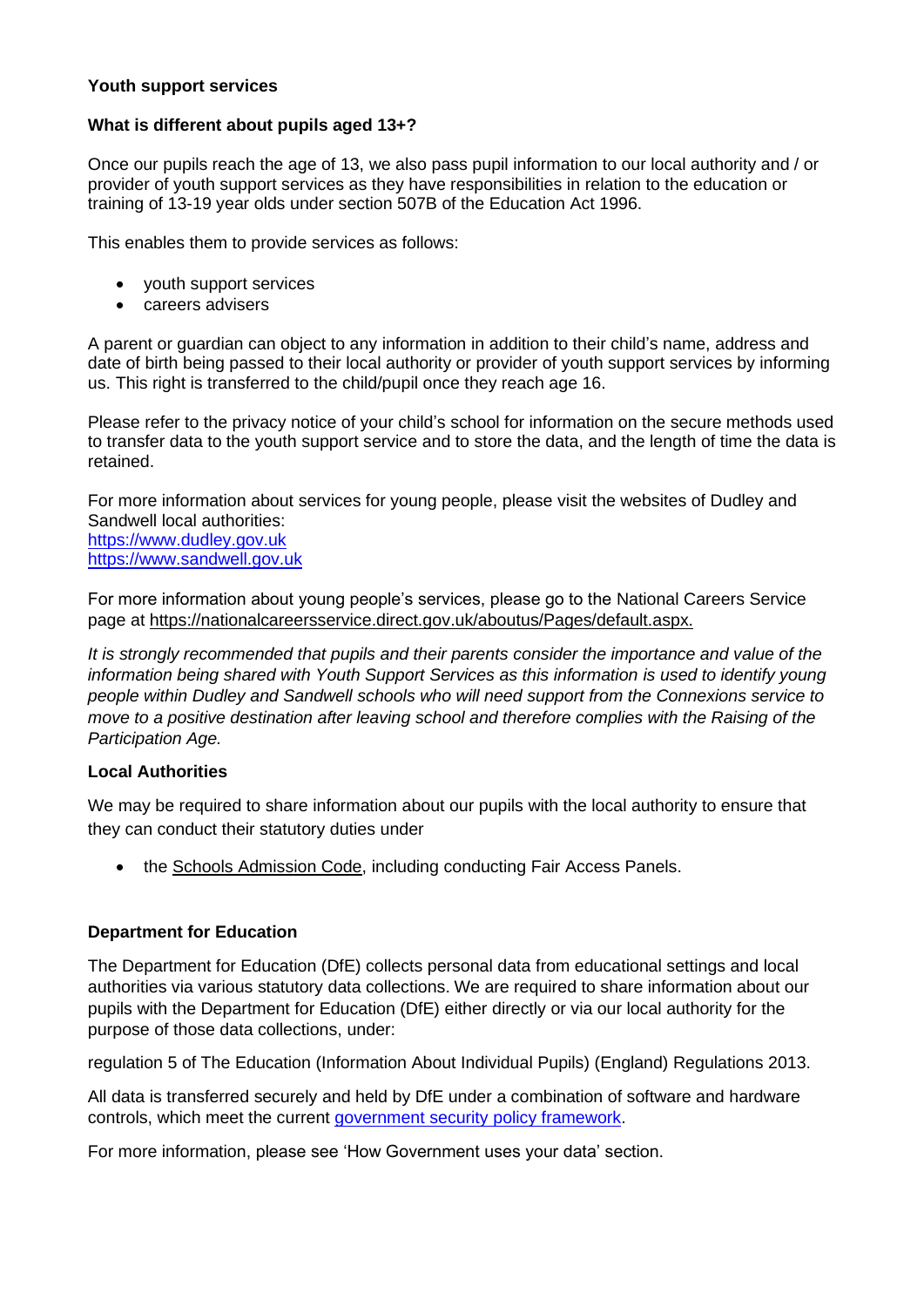**Youth support services**

**What is different about pupils aged 13+?**

Once our pupils reach the age of 13, we also pass pupil information to our local authority and / or provider of youth support services as they have responsibilities in relation to the education or training of 13-19 year olds under section 507B of the Education Act 1996.

This enables them to provide services as follows:

- youth support services
- careers advisers

A parent or guardian can object to any information in addition to their child's name, address and date of birth being passed to their local authority or provider of youth support services by informing us. This right is transferred to the child/pupil once they reach age 16.

Please refer to the privacy notice of your child's school for information on the secure methods used to transfer data to the youth support service and to store the data, and the length of time the data is retained.

For more information about services for young people, please visit the websites of Dudley and Sandwell local authorities:
https://www.dudley.gov.uk
https://www.sandwell.gov.uk

For more information about young people's services, please go to the National Careers Service page at https://nationalcareersservice.direct.gov.uk/aboutus/Pages/default.aspx.

*It is strongly recommended that pupils and their parents consider the importance and value of the information being shared with Youth Support Services as this information is used to identify young people within Dudley and Sandwell schools who will need support from the Connexions service to move to a positive destination after leaving school and therefore complies with the Raising of the Participation Age.*

**Local Authorities**

We may be required to share information about our pupils with the local authority to ensure that they can conduct their statutory duties under

- the Schools Admission Code, including conducting Fair Access Panels.

**Department for Education**

The Department for Education (DfE) collects personal data from educational settings and local authorities via various statutory data collections. We are required to share information about our pupils with the Department for Education (DfE) either directly or via our local authority for the purpose of those data collections, under:

regulation 5 of The Education (Information About Individual Pupils) (England) Regulations 2013.

All data is transferred securely and held by DfE under a combination of software and hardware controls, which meet the current government security policy framework.

For more information, please see 'How Government uses your data' section.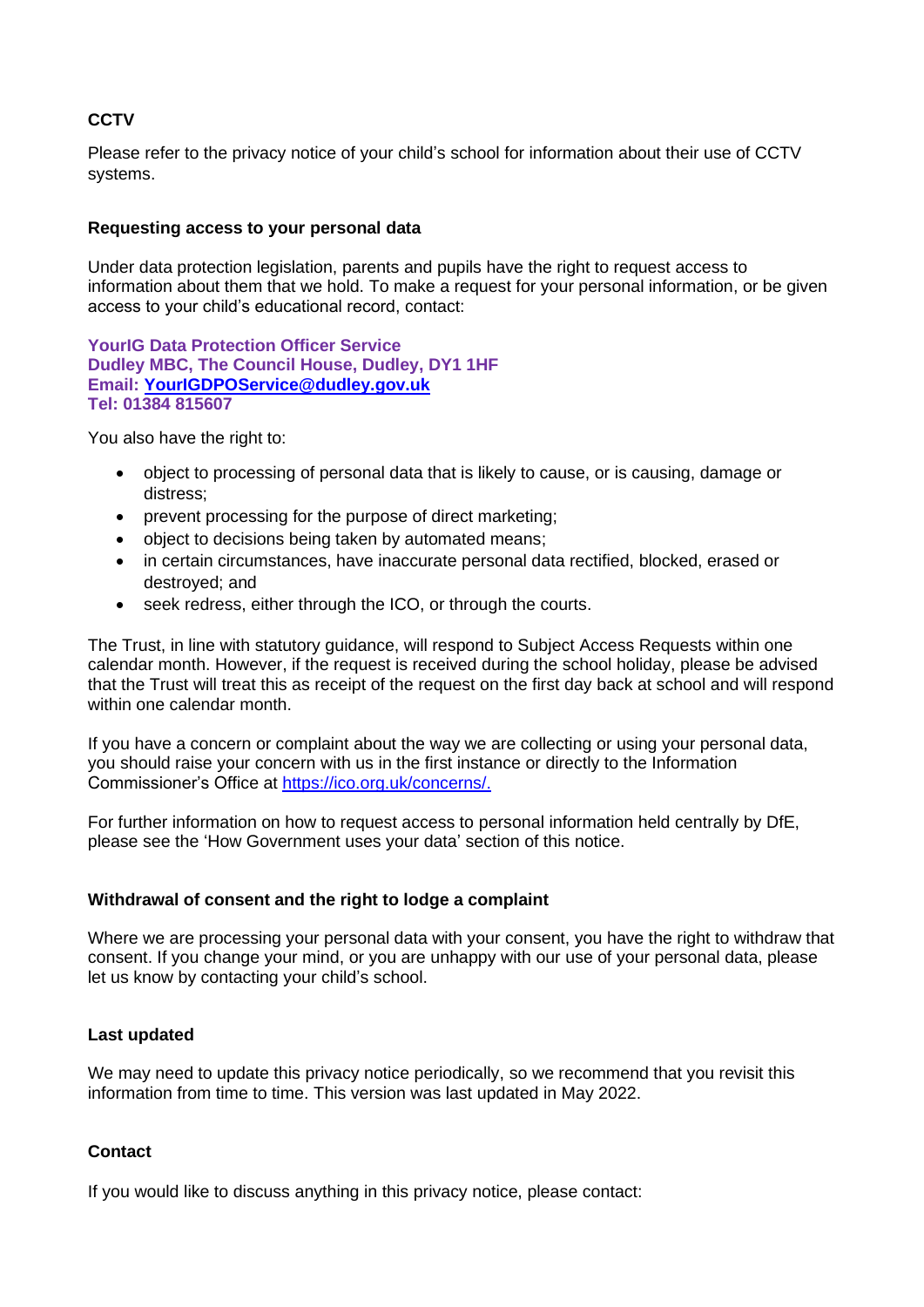**CCTV**

Please refer to the privacy notice of your child's school for information about their use of CCTV systems.

**Requesting access to your personal data**

Under data protection legislation, parents and pupils have the right to request access to information about them that we hold. To make a request for your personal information, or be given access to your child's educational record, contact:

**YourIG Data Protection Officer Service**
**Dudley MBC, The Council House, Dudley, DY1 1HF**
**Email: [YourIGDPOService@dudley.gov.uk](mailto:YourIGDPOService@dudley.gov.uk)**
**Tel: 01384 815607**

You also have the right to:

- object to processing of personal data that is likely to cause, or is causing, damage or distress;
- prevent processing for the purpose of direct marketing;
- object to decisions being taken by automated means;
- in certain circumstances, have inaccurate personal data rectified, blocked, erased or destroyed; and
- seek redress, either through the ICO, or through the courts.

The Trust, in line with statutory guidance, will respond to Subject Access Requests within one calendar month. However, if the request is received during the school holiday, please be advised that the Trust will treat this as receipt of the request on the first day back at school and will respond within one calendar month.

If you have a concern or complaint about the way we are collecting or using your personal data, you should raise your concern with us in the first instance or directly to the Information Commissioner's Office at [https://ico.org.uk/concerns/.](https://ico.org.uk/concerns/)

For further information on how to request access to personal information held centrally by DfE, please see the 'How Government uses your data' section of this notice.

**Withdrawal of consent and the right to lodge a complaint**

Where we are processing your personal data with your consent, you have the right to withdraw that consent. If you change your mind, or you are unhappy with our use of your personal data, please let us know by contacting your child's school.

**Last updated**

We may need to update this privacy notice periodically, so we recommend that you revisit this information from time to time. This version was last updated in May 2022.

**Contact**

If you would like to discuss anything in this privacy notice, please contact: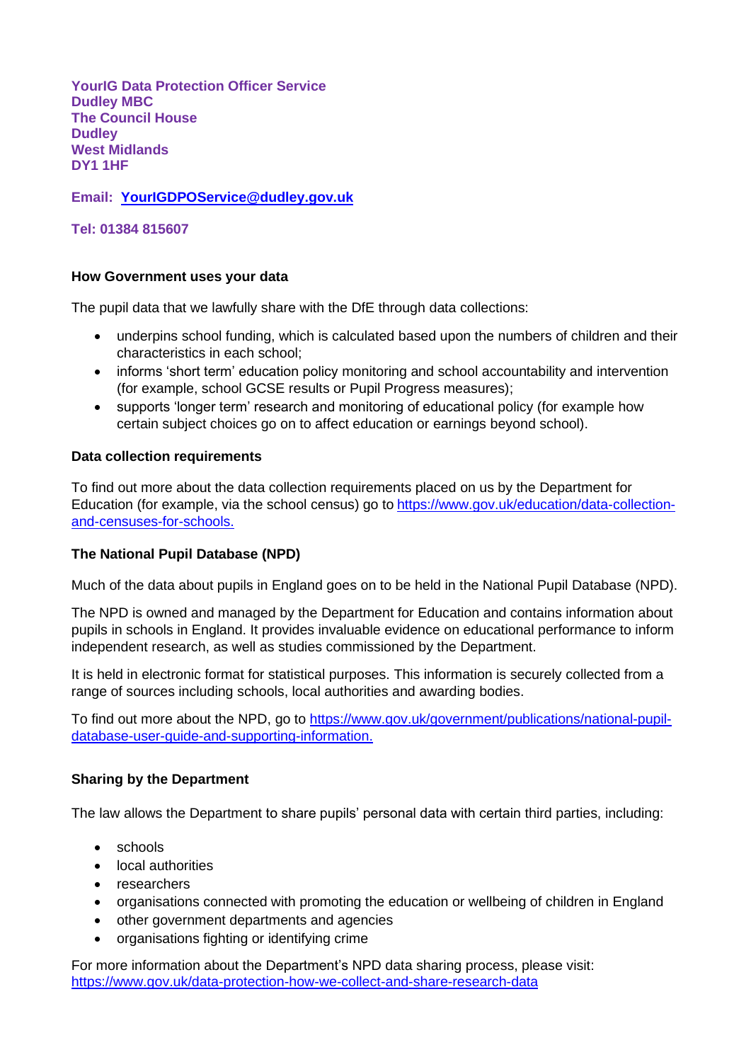**YourIG Data Protection Officer Service**
**Dudley MBC**
**The Council House**
**Dudley**
**West Midlands**
**DY1 1HF**

**Email: [YourIGDPOService@dudley.gov.uk](mailto:YourIGDPOService@dudley.gov.uk)**

**Tel: 01384 815607**

**How Government uses your data**

The pupil data that we lawfully share with the DfE through data collections:

- underpins school funding, which is calculated based upon the numbers of children and their characteristics in each school;
- informs 'short term' education policy monitoring and school accountability and intervention (for example, school GCSE results or Pupil Progress measures);
- supports 'longer term' research and monitoring of educational policy (for example how certain subject choices go on to affect education or earnings beyond school).

**Data collection requirements**

To find out more about the data collection requirements placed on us by the Department for Education (for example, via the school census) go to [https://www.gov.uk/education/data-collection-and-censuses-for-schools.](https://www.gov.uk/education/data-collection-and-censuses-for-schools)

**The National Pupil Database (NPD)**

Much of the data about pupils in England goes on to be held in the National Pupil Database (NPD).

The NPD is owned and managed by the Department for Education and contains information about pupils in schools in England. It provides invaluable evidence on educational performance to inform independent research, as well as studies commissioned by the Department.

It is held in electronic format for statistical purposes. This information is securely collected from a range of sources including schools, local authorities and awarding bodies.

To find out more about the NPD, go to [https://www.gov.uk/government/publications/national-pupil-database-user-guide-and-supporting-information.](https://www.gov.uk/government/publications/national-pupil-database-user-guide-and-supporting-information)

**Sharing by the Department**

The law allows the Department to share pupils' personal data with certain third parties, including:

- schools
- local authorities
- researchers
- organisations connected with promoting the education or wellbeing of children in England
- other government departments and agencies
- organisations fighting or identifying crime

For more information about the Department's NPD data sharing process, please visit:
[https://www.gov.uk/data-protection-how-we-collect-and-share-research-data](https://www.gov.uk/data-protection-how-we-collect-and-share-research-data)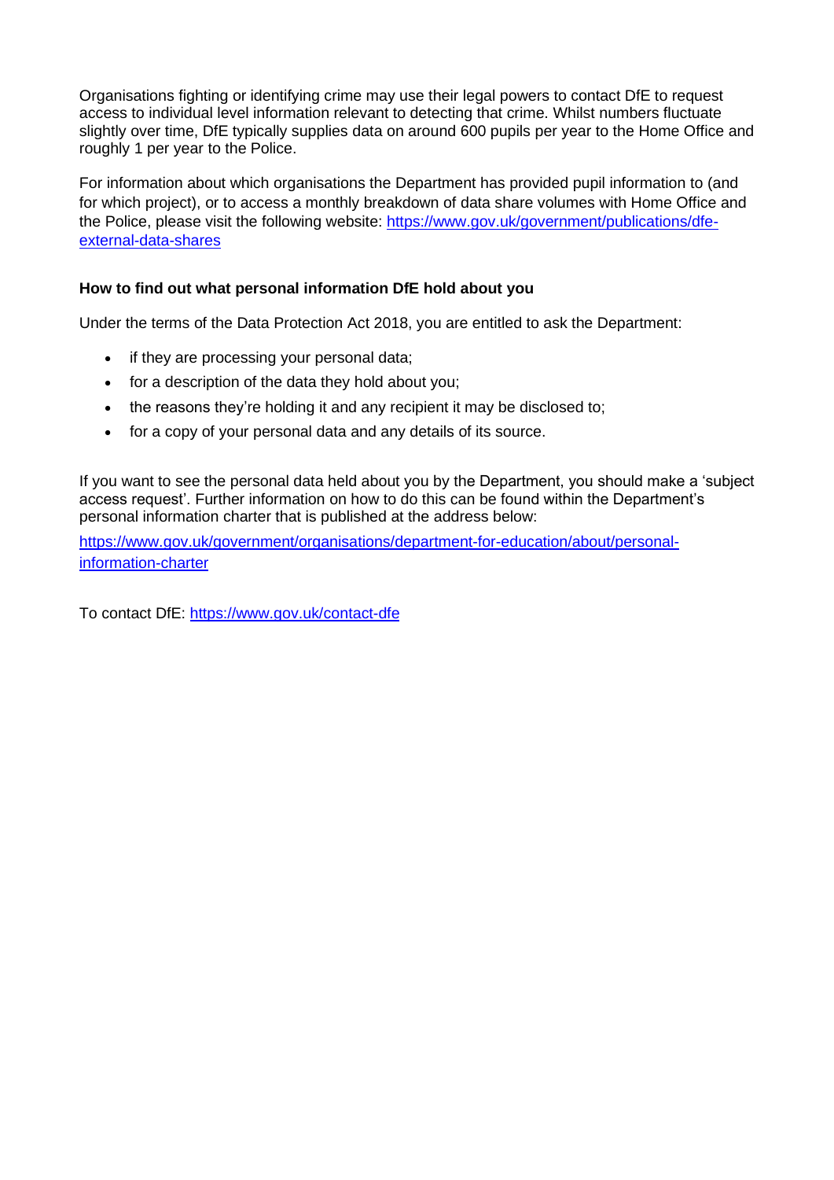Organisations fighting or identifying crime may use their legal powers to contact DfE to request access to individual level information relevant to detecting that crime. Whilst numbers fluctuate slightly over time, DfE typically supplies data on around 600 pupils per year to the Home Office and roughly 1 per year to the Police.

For information about which organisations the Department has provided pupil information to (and for which project), or to access a monthly breakdown of data share volumes with Home Office and the Police, please visit the following website: [https://www.gov.uk/government/publications/dfe-external-data-shares](https://www.gov.uk/government/publications/dfe-external-data-shares)

**How to find out what personal information DfE hold about you**

Under the terms of the Data Protection Act 2018, you are entitled to ask the Department:

- if they are processing your personal data;
- for a description of the data they hold about you;
- the reasons they're holding it and any recipient it may be disclosed to;
- for a copy of your personal data and any details of its source.

If you want to see the personal data held about you by the Department, you should make a 'subject access request'. Further information on how to do this can be found within the Department's personal information charter that is published at the address below:

[https://www.gov.uk/government/organisations/department-for-education/about/personal-information-charter](https://www.gov.uk/government/organisations/department-for-education/about/personal-information-charter)

To contact DfE: [https://www.gov.uk/contact-dfe](https://www.gov.uk/contact-dfe)